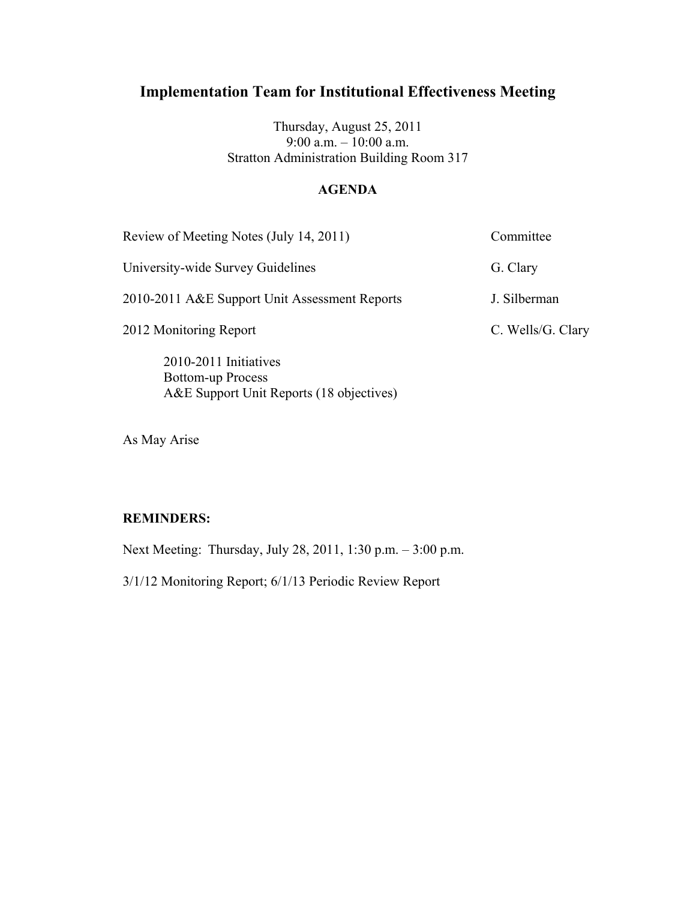# Implementation Team for Institutional Effectiveness Meeting

Thursday, August 25, 2011
9:00 a.m. – 10:00 a.m.
Stratton Administration Building Room 317

## AGENDA

| Item | Presenter |
| --- | --- |
| Review of Meeting Notes (July 14, 2011) | Committee |
| University-wide Survey Guidelines | G. Clary |
| 2010-2011 A&E Support Unit Assessment Reports | J. Silberman |
| 2012 Monitoring Report | C. Wells/G. Clary |

- 2010-2011 Initiatives
- Bottom-up Process
- A&E Support Unit Reports (18 objectives)

As May Arise

**REMINDERS:**

Next Meeting: Thursday, July 28, 2011, 1:30 p.m. – 3:00 p.m.

3/1/12 Monitoring Report; 6/1/13 Periodic Review Report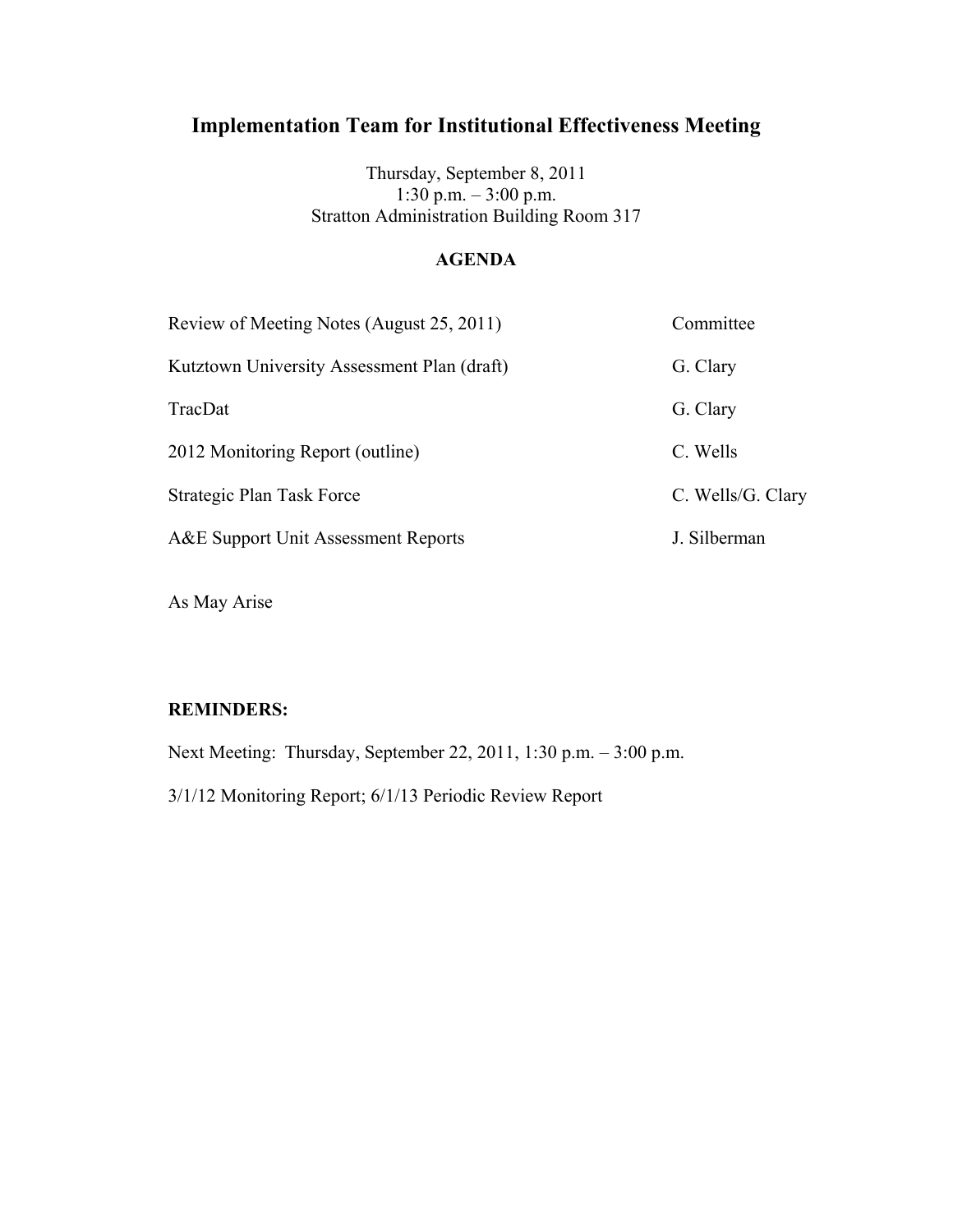# Implementation Team for Institutional Effectiveness Meeting

Thursday, September 8, 2011
1:30 p.m. – 3:00 p.m.
Stratton Administration Building Room 317

## AGENDA

| | |
|---|---|
| Review of Meeting Notes (August 25, 2011) | Committee |
| Kutztown University Assessment Plan (draft) | G. Clary |
| TracDat | G. Clary |
| 2012 Monitoring Report (outline) | C. Wells |
| Strategic Plan Task Force | C. Wells/G. Clary |
| A&E Support Unit Assessment Reports | J. Silberman |

As May Arise

**REMINDERS:**

Next Meeting: Thursday, September 22, 2011, 1:30 p.m. – 3:00 p.m.

3/1/12 Monitoring Report; 6/1/13 Periodic Review Report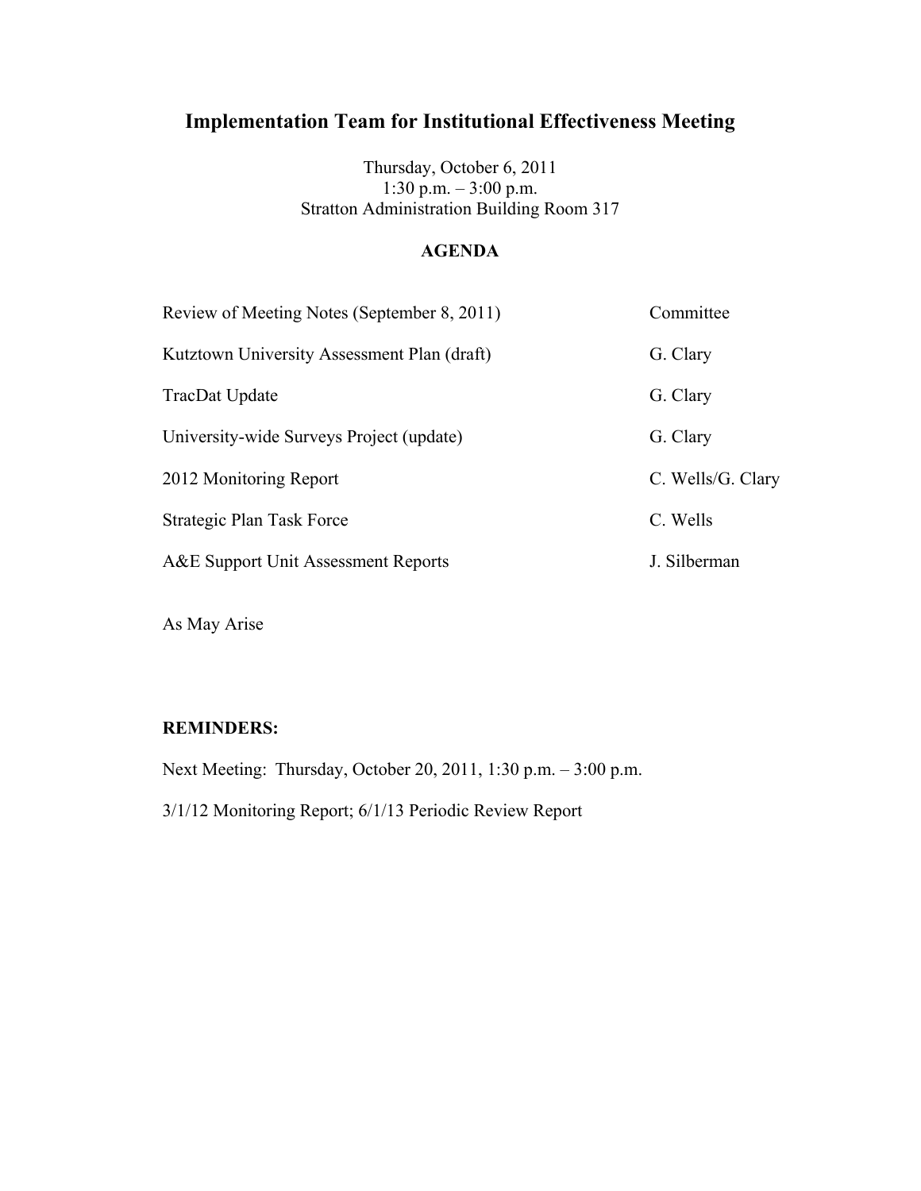# Implementation Team for Institutional Effectiveness Meeting

Thursday, October 6, 2011
1:30 p.m. – 3:00 p.m.
Stratton Administration Building Room 317

## AGENDA

| | |
|---|---|
| Review of Meeting Notes (September 8, 2011) | Committee |
| Kutztown University Assessment Plan (draft) | G. Clary |
| TracDat Update | G. Clary |
| University-wide Surveys Project (update) | G. Clary |
| 2012 Monitoring Report | C. Wells/G. Clary |
| Strategic Plan Task Force | C. Wells |
| A&E Support Unit Assessment Reports | J. Silberman |

As May Arise

**REMINDERS:**

Next Meeting: Thursday, October 20, 2011, 1:30 p.m. – 3:00 p.m.

3/1/12 Monitoring Report; 6/1/13 Periodic Review Report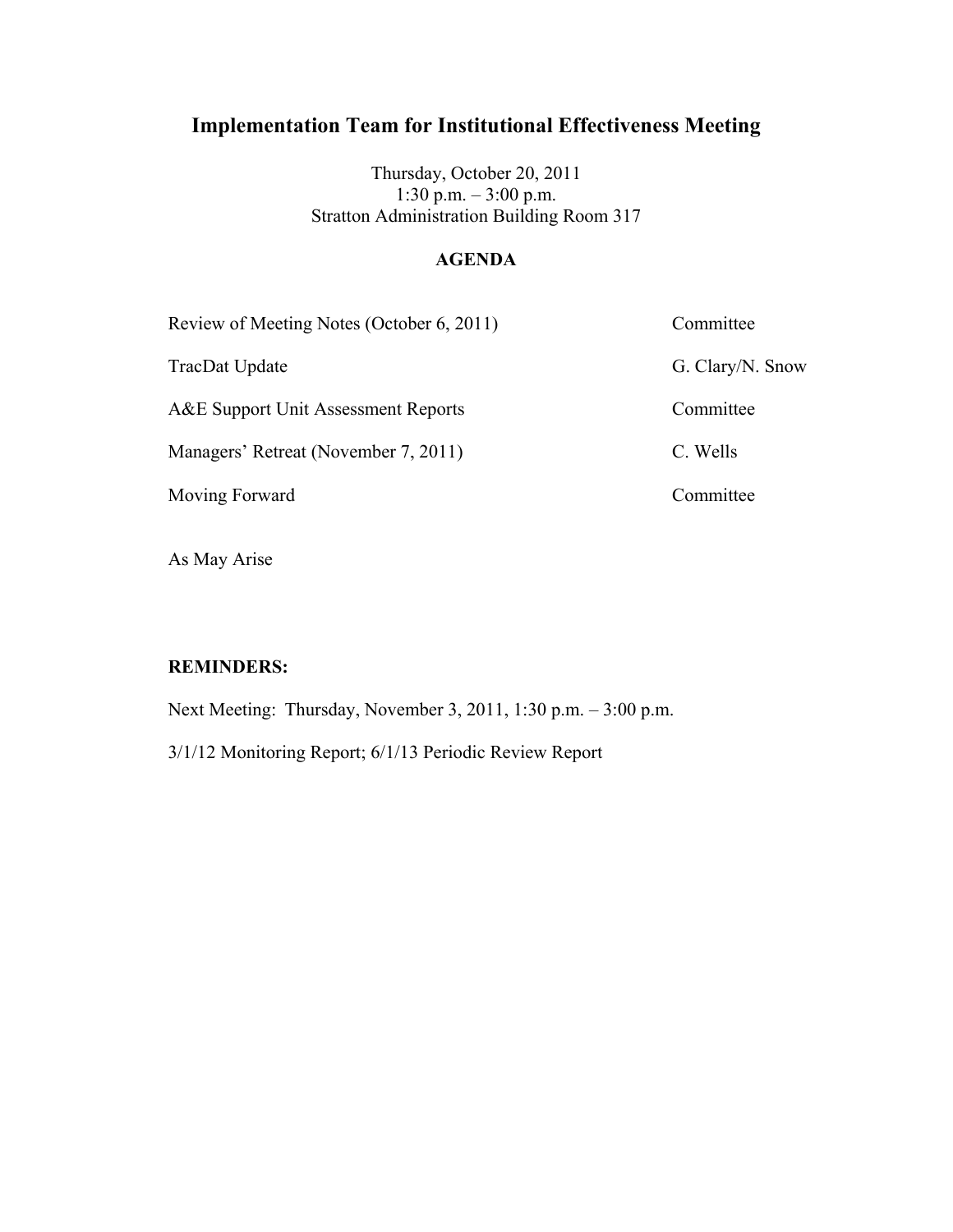# Implementation Team for Institutional Effectiveness Meeting

Thursday, October 20, 2011
1:30 p.m. – 3:00 p.m.
Stratton Administration Building Room 317

## AGENDA

| | |
|---|---|
| Review of Meeting Notes (October 6, 2011) | Committee |
| TracDat Update | G. Clary/N. Snow |
| A&E Support Unit Assessment Reports | Committee |
| Managers' Retreat (November 7, 2011) | C. Wells |
| Moving Forward | Committee |

As May Arise

**REMINDERS:**

Next Meeting: Thursday, November 3, 2011, 1:30 p.m. – 3:00 p.m.

3/1/12 Monitoring Report; 6/1/13 Periodic Review Report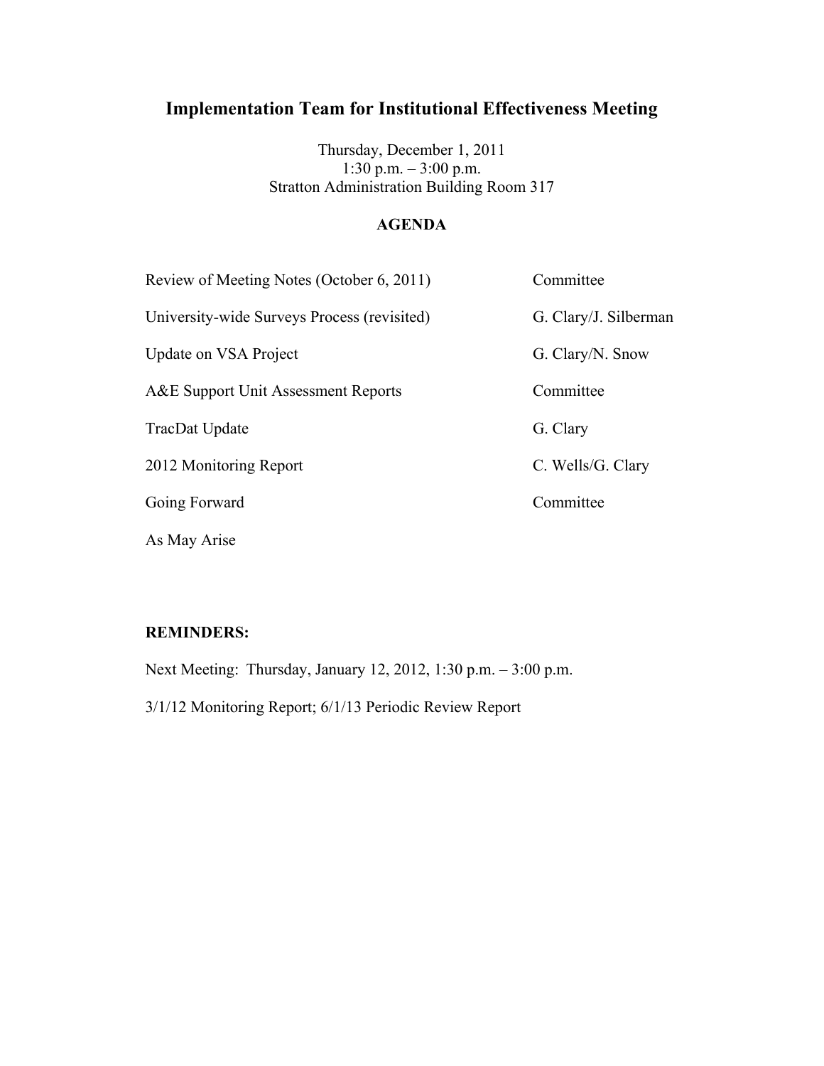# Implementation Team for Institutional Effectiveness Meeting

Thursday, December 1, 2011
1:30 p.m. – 3:00 p.m.
Stratton Administration Building Room 317

## AGENDA

| | |
|---|---|
| Review of Meeting Notes (October 6, 2011) | Committee |
| University-wide Surveys Process (revisited) | G. Clary/J. Silberman |
| Update on VSA Project | G. Clary/N. Snow |
| A&E Support Unit Assessment Reports | Committee |
| TracDat Update | G. Clary |
| 2012 Monitoring Report | C. Wells/G. Clary |
| Going Forward | Committee |
| As May Arise | |

**REMINDERS:**

Next Meeting: Thursday, January 12, 2012, 1:30 p.m. – 3:00 p.m.

3/1/12 Monitoring Report; 6/1/13 Periodic Review Report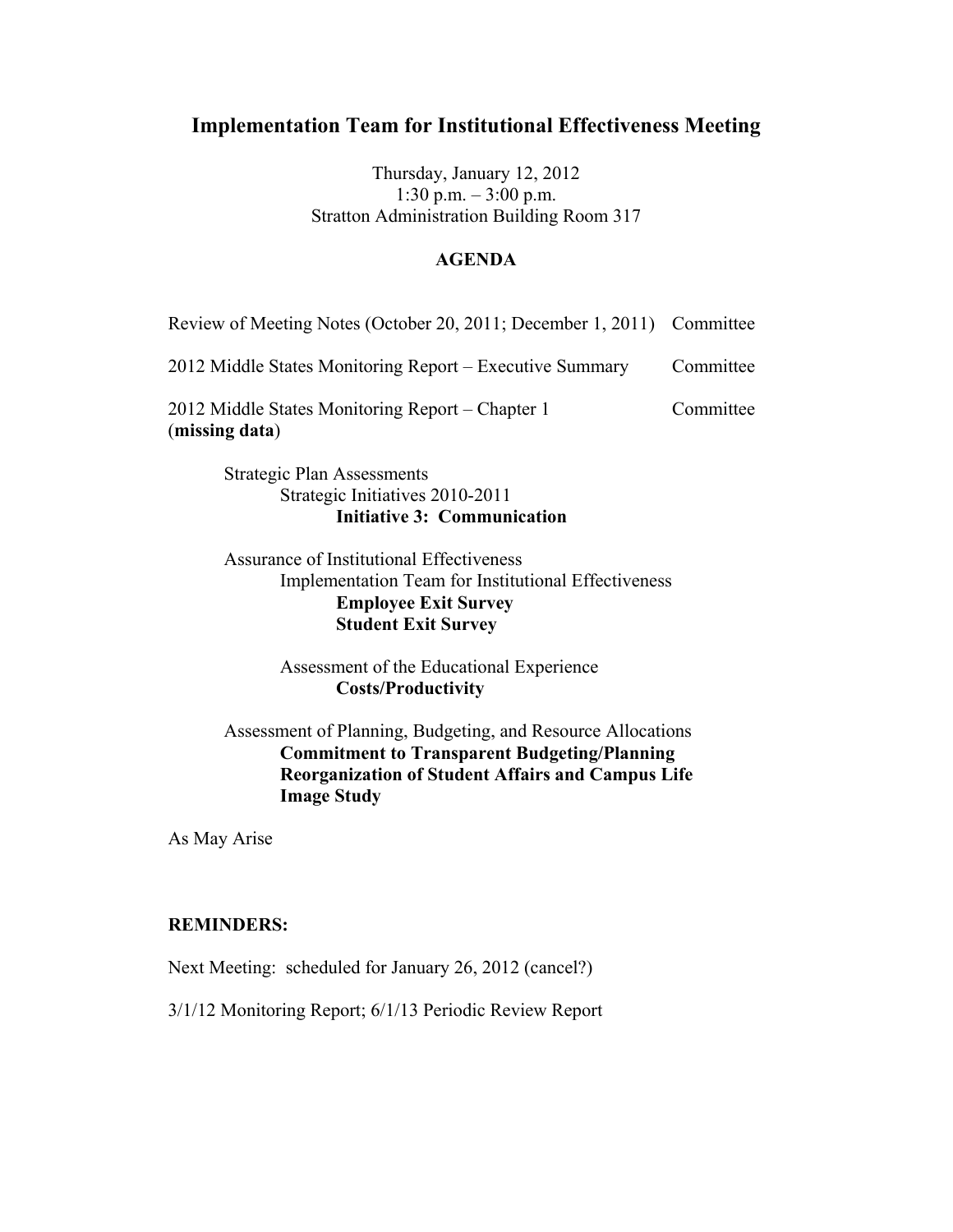# Implementation Team for Institutional Effectiveness Meeting

Thursday, January 12, 2012
1:30 p.m. – 3:00 p.m.
Stratton Administration Building Room 317

## AGENDA

| | |
|---|---|
| Review of Meeting Notes (October 20, 2011; December 1, 2011) | Committee |
| 2012 Middle States Monitoring Report – Executive Summary | Committee |
| 2012 Middle States Monitoring Report – Chapter 1 (**missing data**) | Committee |

- Strategic Plan Assessments
  - Strategic Initiatives 2010-2011
    - **Initiative 3: Communication**
- Assurance of Institutional Effectiveness
  - Implementation Team for Institutional Effectiveness
    - **Employee Exit Survey**
    - **Student Exit Survey**
  - Assessment of the Educational Experience
    - **Costs/Productivity**
- Assessment of Planning, Budgeting, and Resource Allocations
  - **Commitment to Transparent Budgeting/Planning**
  - **Reorganization of Student Affairs and Campus Life**
  - **Image Study**

As May Arise

**REMINDERS:**

Next Meeting: scheduled for January 26, 2012 (cancel?)

3/1/12 Monitoring Report; 6/1/13 Periodic Review Report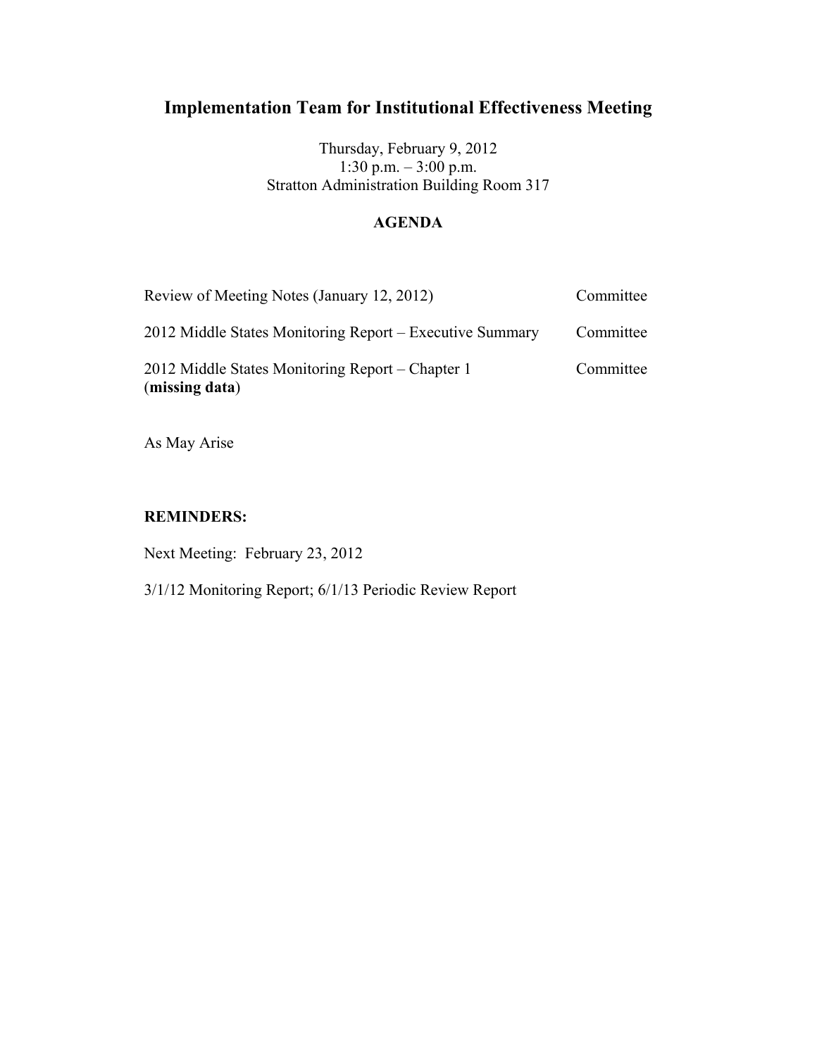# Implementation Team for Institutional Effectiveness Meeting

Thursday, February 9, 2012
1:30 p.m. – 3:00 p.m.
Stratton Administration Building Room 317

**AGENDA**

| | |
|---|---|
| Review of Meeting Notes (January 12, 2012) | Committee |
| 2012 Middle States Monitoring Report – Executive Summary | Committee |
| 2012 Middle States Monitoring Report – Chapter 1 (**missing data**) | Committee |

As May Arise

**REMINDERS:**

Next Meeting: February 23, 2012

3/1/12 Monitoring Report; 6/1/13 Periodic Review Report